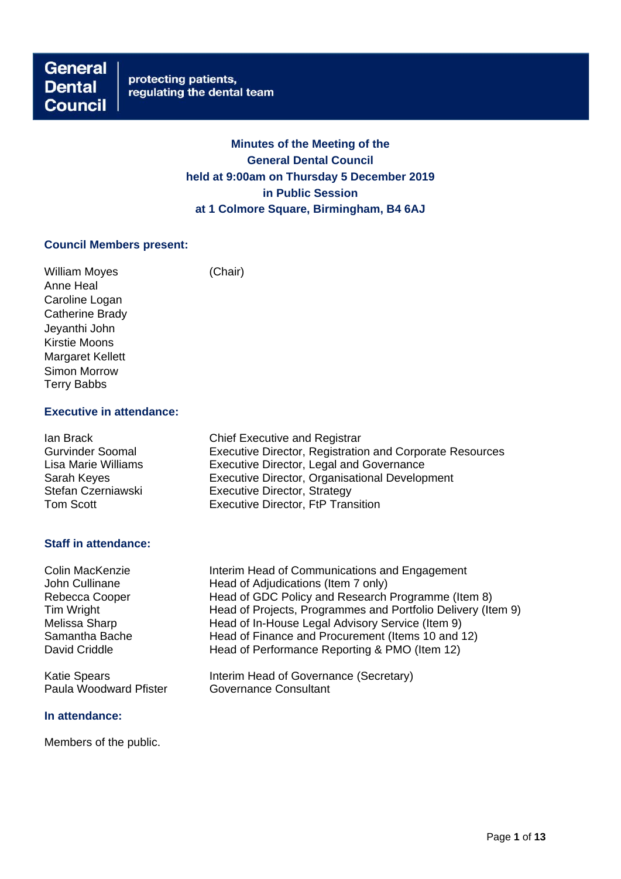**General Dental Council** | protecting patients, regulating the dental team

# Minutes of the Meeting of the General Dental Council held at 9:00am on Thursday 5 December 2019 in Public Session at 1 Colmore Square, Birmingham, B4 6AJ

## Council Members present:

| | |
|---|---|
| William Moyes | (Chair) |
| Anne Heal | |
| Caroline Logan | |
| Catherine Brady | |
| Jeyanthi John | |
| Kirstie Moons | |
| Margaret Kellett | |
| Simon Morrow | |
| Terry Babbs | |

## Executive in attendance:

| | |
|---|---|
| Ian Brack | Chief Executive and Registrar |
| Gurvinder Soomal | Executive Director, Registration and Corporate Resources |
| Lisa Marie Williams | Executive Director, Legal and Governance |
| Sarah Keyes | Executive Director, Organisational Development |
| Stefan Czerniawski | Executive Director, Strategy |
| Tom Scott | Executive Director, FtP Transition |

## Staff in attendance:

| | |
|---|---|
| Colin MacKenzie | Interim Head of Communications and Engagement |
| John Cullinane | Head of Adjudications (Item 7 only) |
| Rebecca Cooper | Head of GDC Policy and Research Programme (Item 8) |
| Tim Wright | Head of Projects, Programmes and Portfolio Delivery (Item 9) |
| Melissa Sharp | Head of In-House Legal Advisory Service (Item 9) |
| Samantha Bache | Head of Finance and Procurement (Items 10 and 12) |
| David Criddle | Head of Performance Reporting & PMO (Item 12) |
| Katie Spears | Interim Head of Governance (Secretary) |
| Paula Woodward Pfister | Governance Consultant |

## In attendance:

Members of the public.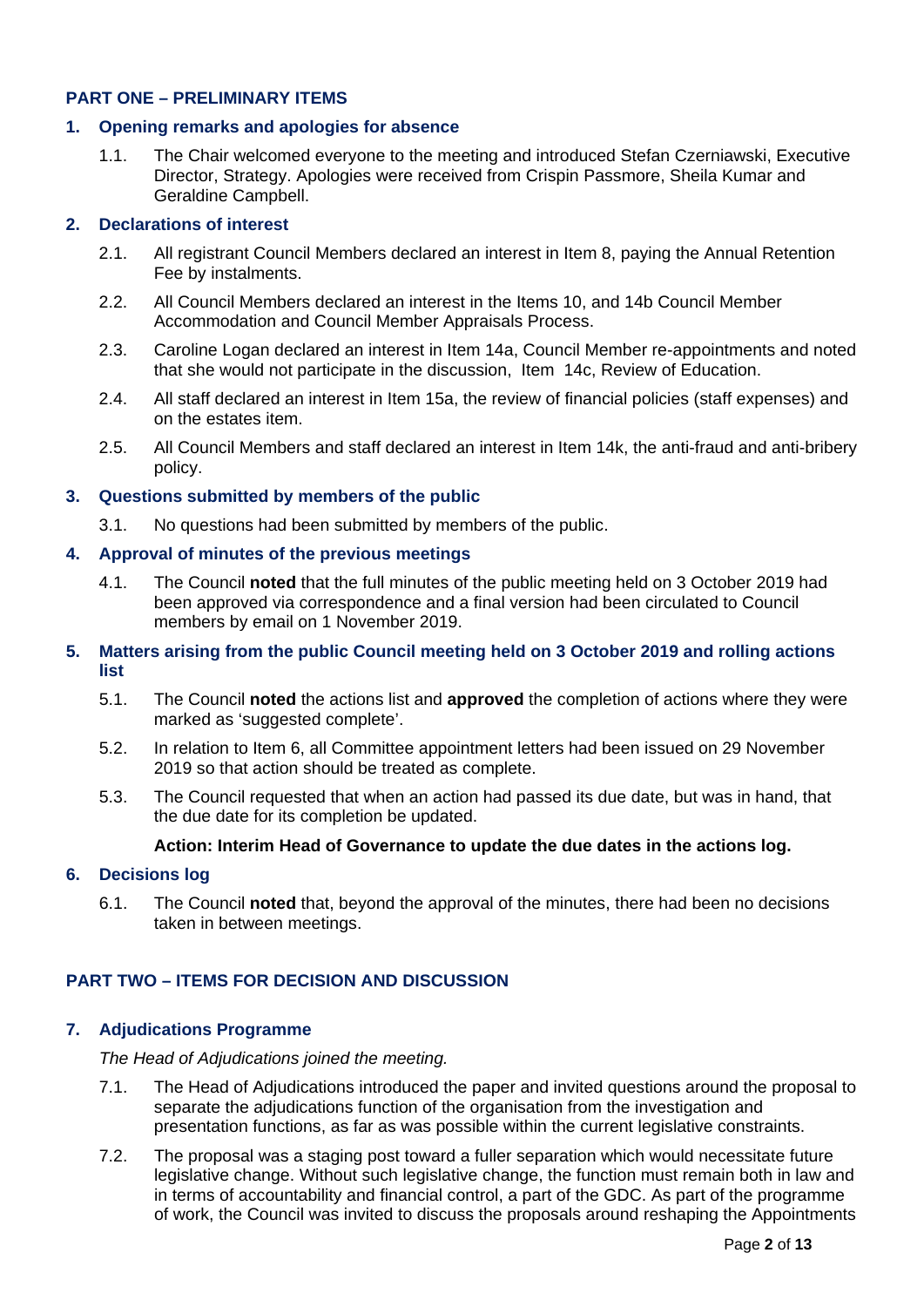## PART ONE – PRELIMINARY ITEMS

### 1. Opening remarks and apologies for absence

1.1. The Chair welcomed everyone to the meeting and introduced Stefan Czerniawski, Executive Director, Strategy. Apologies were received from Crispin Passmore, Sheila Kumar and Geraldine Campbell.

### 2. Declarations of interest

2.1. All registrant Council Members declared an interest in Item 8, paying the Annual Retention Fee by instalments.

2.2. All Council Members declared an interest in the Items 10, and 14b Council Member Accommodation and Council Member Appraisals Process.

2.3. Caroline Logan declared an interest in Item 14a, Council Member re-appointments and noted that she would not participate in the discussion, Item 14c, Review of Education.

2.4. All staff declared an interest in Item 15a, the review of financial policies (staff expenses) and on the estates item.

2.5. All Council Members and staff declared an interest in Item 14k, the anti-fraud and anti-bribery policy.

### 3. Questions submitted by members of the public

3.1. No questions had been submitted by members of the public.

### 4. Approval of minutes of the previous meetings

4.1. The Council **noted** that the full minutes of the public meeting held on 3 October 2019 had been approved via correspondence and a final version had been circulated to Council members by email on 1 November 2019.

### 5. Matters arising from the public Council meeting held on 3 October 2019 and rolling actions list

5.1. The Council **noted** the actions list and **approved** the completion of actions where they were marked as 'suggested complete'.

5.2. In relation to Item 6, all Committee appointment letters had been issued on 29 November 2019 so that action should be treated as complete.

5.3. The Council requested that when an action had passed its due date, but was in hand, that the due date for its completion be updated.

**Action: Interim Head of Governance to update the due dates in the actions log.**

### 6. Decisions log

6.1. The Council **noted** that, beyond the approval of the minutes, there had been no decisions taken in between meetings.

## PART TWO – ITEMS FOR DECISION AND DISCUSSION

### 7. Adjudications Programme

*The Head of Adjudications joined the meeting.*

7.1. The Head of Adjudications introduced the paper and invited questions around the proposal to separate the adjudications function of the organisation from the investigation and presentation functions, as far as was possible within the current legislative constraints.

7.2. The proposal was a staging post toward a fuller separation which would necessitate future legislative change. Without such legislative change, the function must remain both in law and in terms of accountability and financial control, a part of the GDC. As part of the programme of work, the Council was invited to discuss the proposals around reshaping the Appointments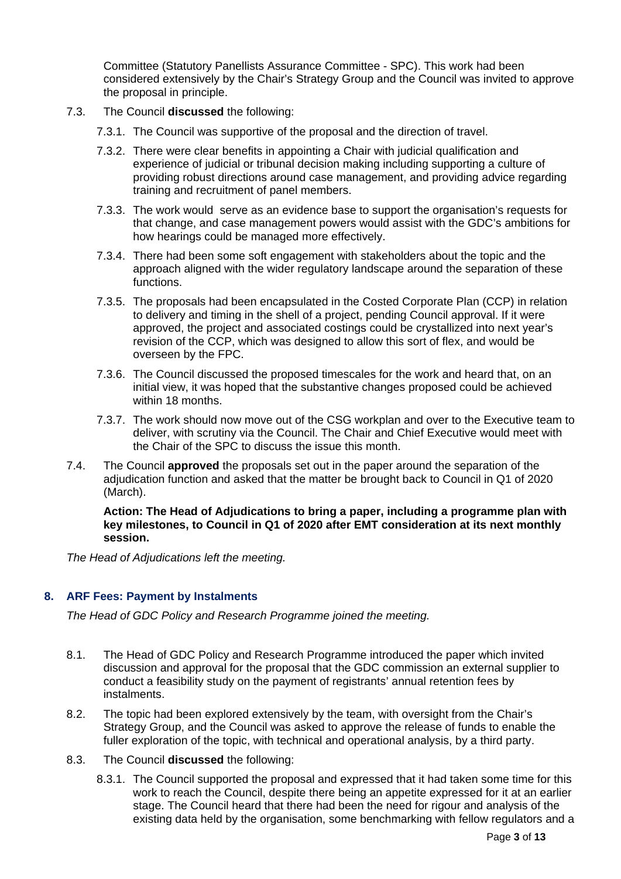Committee (Statutory Panellists Assurance Committee - SPC). This work had been considered extensively by the Chair's Strategy Group and the Council was invited to approve the proposal in principle.

7.3. The Council **discussed** the following:

7.3.1. The Council was supportive of the proposal and the direction of travel.

7.3.2. There were clear benefits in appointing a Chair with judicial qualification and experience of judicial or tribunal decision making including supporting a culture of providing robust directions around case management, and providing advice regarding training and recruitment of panel members.

7.3.3. The work would serve as an evidence base to support the organisation's requests for that change, and case management powers would assist with the GDC's ambitions for how hearings could be managed more effectively.

7.3.4. There had been some soft engagement with stakeholders about the topic and the approach aligned with the wider regulatory landscape around the separation of these functions.

7.3.5. The proposals had been encapsulated in the Costed Corporate Plan (CCP) in relation to delivery and timing in the shell of a project, pending Council approval. If it were approved, the project and associated costings could be crystallized into next year's revision of the CCP, which was designed to allow this sort of flex, and would be overseen by the FPC.

7.3.6. The Council discussed the proposed timescales for the work and heard that, on an initial view, it was hoped that the substantive changes proposed could be achieved within 18 months.

7.3.7. The work should now move out of the CSG workplan and over to the Executive team to deliver, with scrutiny via the Council. The Chair and Chief Executive would meet with the Chair of the SPC to discuss the issue this month.

7.4. The Council **approved** the proposals set out in the paper around the separation of the adjudication function and asked that the matter be brought back to Council in Q1 of 2020 (March).

**Action: The Head of Adjudications to bring a paper, including a programme plan with key milestones, to Council in Q1 of 2020 after EMT consideration at its next monthly session.**

*The Head of Adjudications left the meeting.*

## 8. ARF Fees: Payment by Instalments

*The Head of GDC Policy and Research Programme joined the meeting.*

8.1. The Head of GDC Policy and Research Programme introduced the paper which invited discussion and approval for the proposal that the GDC commission an external supplier to conduct a feasibility study on the payment of registrants' annual retention fees by instalments.

8.2. The topic had been explored extensively by the team, with oversight from the Chair's Strategy Group, and the Council was asked to approve the release of funds to enable the fuller exploration of the topic, with technical and operational analysis, by a third party.

8.3. The Council **discussed** the following:

8.3.1. The Council supported the proposal and expressed that it had taken some time for this work to reach the Council, despite there being an appetite expressed for it at an earlier stage. The Council heard that there had been the need for rigour and analysis of the existing data held by the organisation, some benchmarking with fellow regulators and a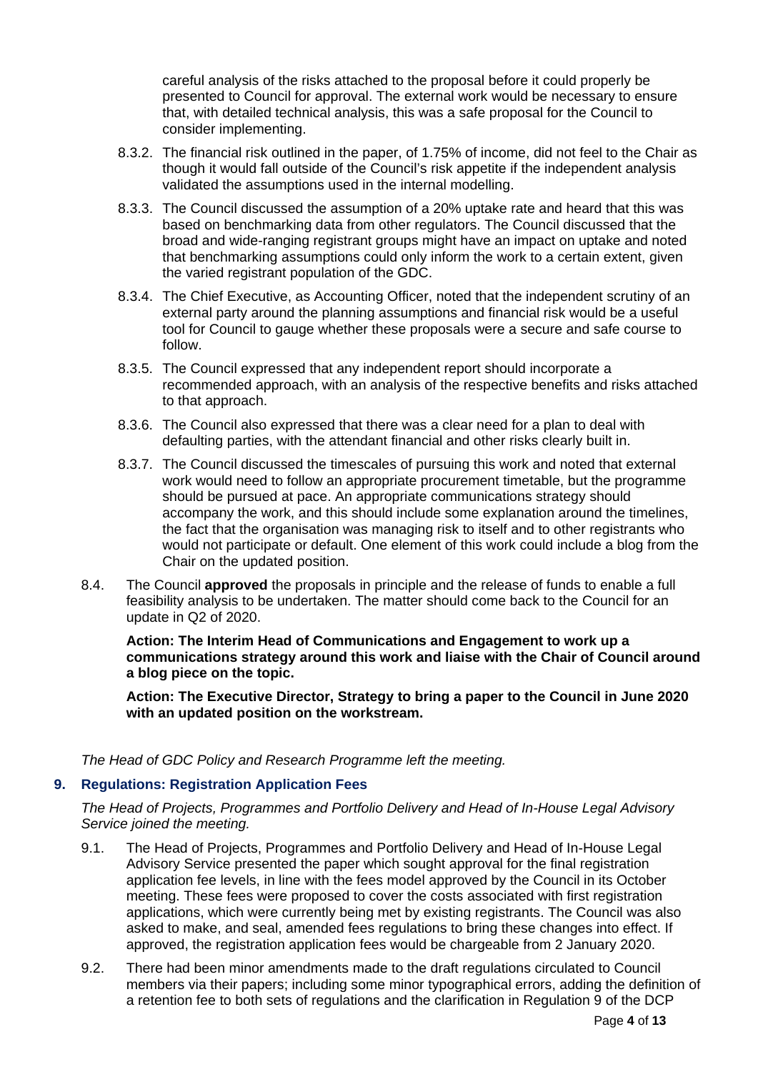careful analysis of the risks attached to the proposal before it could properly be presented to Council for approval. The external work would be necessary to ensure that, with detailed technical analysis, this was a safe proposal for the Council to consider implementing.

8.3.2. The financial risk outlined in the paper, of 1.75% of income, did not feel to the Chair as though it would fall outside of the Council's risk appetite if the independent analysis validated the assumptions used in the internal modelling.

8.3.3. The Council discussed the assumption of a 20% uptake rate and heard that this was based on benchmarking data from other regulators. The Council discussed that the broad and wide-ranging registrant groups might have an impact on uptake and noted that benchmarking assumptions could only inform the work to a certain extent, given the varied registrant population of the GDC.

8.3.4. The Chief Executive, as Accounting Officer, noted that the independent scrutiny of an external party around the planning assumptions and financial risk would be a useful tool for Council to gauge whether these proposals were a secure and safe course to follow.

8.3.5. The Council expressed that any independent report should incorporate a recommended approach, with an analysis of the respective benefits and risks attached to that approach.

8.3.6. The Council also expressed that there was a clear need for a plan to deal with defaulting parties, with the attendant financial and other risks clearly built in.

8.3.7. The Council discussed the timescales of pursuing this work and noted that external work would need to follow an appropriate procurement timetable, but the programme should be pursued at pace. An appropriate communications strategy should accompany the work, and this should include some explanation around the timelines, the fact that the organisation was managing risk to itself and to other registrants who would not participate or default. One element of this work could include a blog from the Chair on the updated position.

8.4. The Council **approved** the proposals in principle and the release of funds to enable a full feasibility analysis to be undertaken. The matter should come back to the Council for an update in Q2 of 2020.

**Action: The Interim Head of Communications and Engagement to work up a communications strategy around this work and liaise with the Chair of Council around a blog piece on the topic.**

**Action: The Executive Director, Strategy to bring a paper to the Council in June 2020 with an updated position on the workstream.**

*The Head of GDC Policy and Research Programme left the meeting.*

## 9. Regulations: Registration Application Fees

*The Head of Projects, Programmes and Portfolio Delivery and Head of In-House Legal Advisory Service joined the meeting.*

9.1. The Head of Projects, Programmes and Portfolio Delivery and Head of In-House Legal Advisory Service presented the paper which sought approval for the final registration application fee levels, in line with the fees model approved by the Council in its October meeting. These fees were proposed to cover the costs associated with first registration applications, which were currently being met by existing registrants. The Council was also asked to make, and seal, amended fees regulations to bring these changes into effect. If approved, the registration application fees would be chargeable from 2 January 2020.

9.2. There had been minor amendments made to the draft regulations circulated to Council members via their papers; including some minor typographical errors, adding the definition of a retention fee to both sets of regulations and the clarification in Regulation 9 of the DCP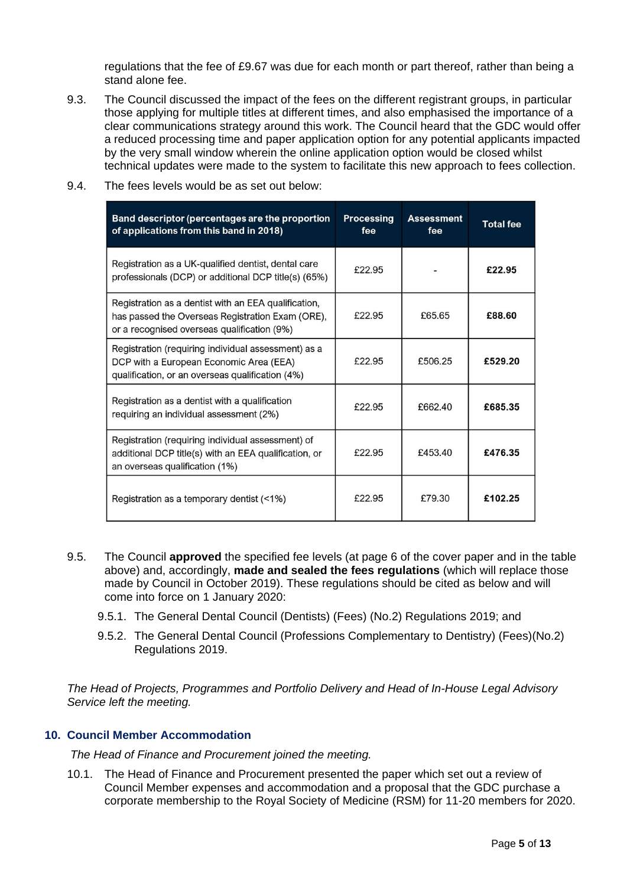regulations that the fee of £9.67 was due for each month or part thereof, rather than being a stand alone fee.

9.3. The Council discussed the impact of the fees on the different registrant groups, in particular those applying for multiple titles at different times, and also emphasised the importance of a clear communications strategy around this work. The Council heard that the GDC would offer a reduced processing time and paper application option for any potential applicants impacted by the very small window wherein the online application option would be closed whilst technical updates were made to the system to facilitate this new approach to fees collection.

9.4. The fees levels would be as set out below:

| Band descriptor (percentages are the proportion of applications from this band in 2018) | Processing fee | Assessment fee | Total fee |
|---|---|---|---|
| Registration as a UK-qualified dentist, dental care professionals (DCP) or additional DCP title(s) (65%) | £22.95 | - | **£22.95** |
| Registration as a dentist with an EEA qualification, has passed the Overseas Registration Exam (ORE), or a recognised overseas qualification (9%) | £22.95 | £65.65 | **£88.60** |
| Registration (requiring individual assessment) as a DCP with a European Economic Area (EEA) qualification, or an overseas qualification (4%) | £22.95 | £506.25 | **£529.20** |
| Registration as a dentist with a qualification requiring an individual assessment (2%) | £22.95 | £662.40 | **£685.35** |
| Registration (requiring individual assessment) of additional DCP title(s) with an EEA qualification, or an overseas qualification (1%) | £22.95 | £453.40 | **£476.35** |
| Registration as a temporary dentist (<1%) | £22.95 | £79.30 | **£102.25** |

9.5. The Council **approved** the specified fee levels (at page 6 of the cover paper and in the table above) and, accordingly, **made and sealed the fees regulations** (which will replace those made by Council in October 2019). These regulations should be cited as below and will come into force on 1 January 2020:

9.5.1. The General Dental Council (Dentists) (Fees) (No.2) Regulations 2019; and

9.5.2. The General Dental Council (Professions Complementary to Dentistry) (Fees)(No.2) Regulations 2019.

*The Head of Projects, Programmes and Portfolio Delivery and Head of In-House Legal Advisory Service left the meeting.*

## 10. Council Member Accommodation

*The Head of Finance and Procurement joined the meeting.*

10.1. The Head of Finance and Procurement presented the paper which set out a review of Council Member expenses and accommodation and a proposal that the GDC purchase a corporate membership to the Royal Society of Medicine (RSM) for 11-20 members for 2020.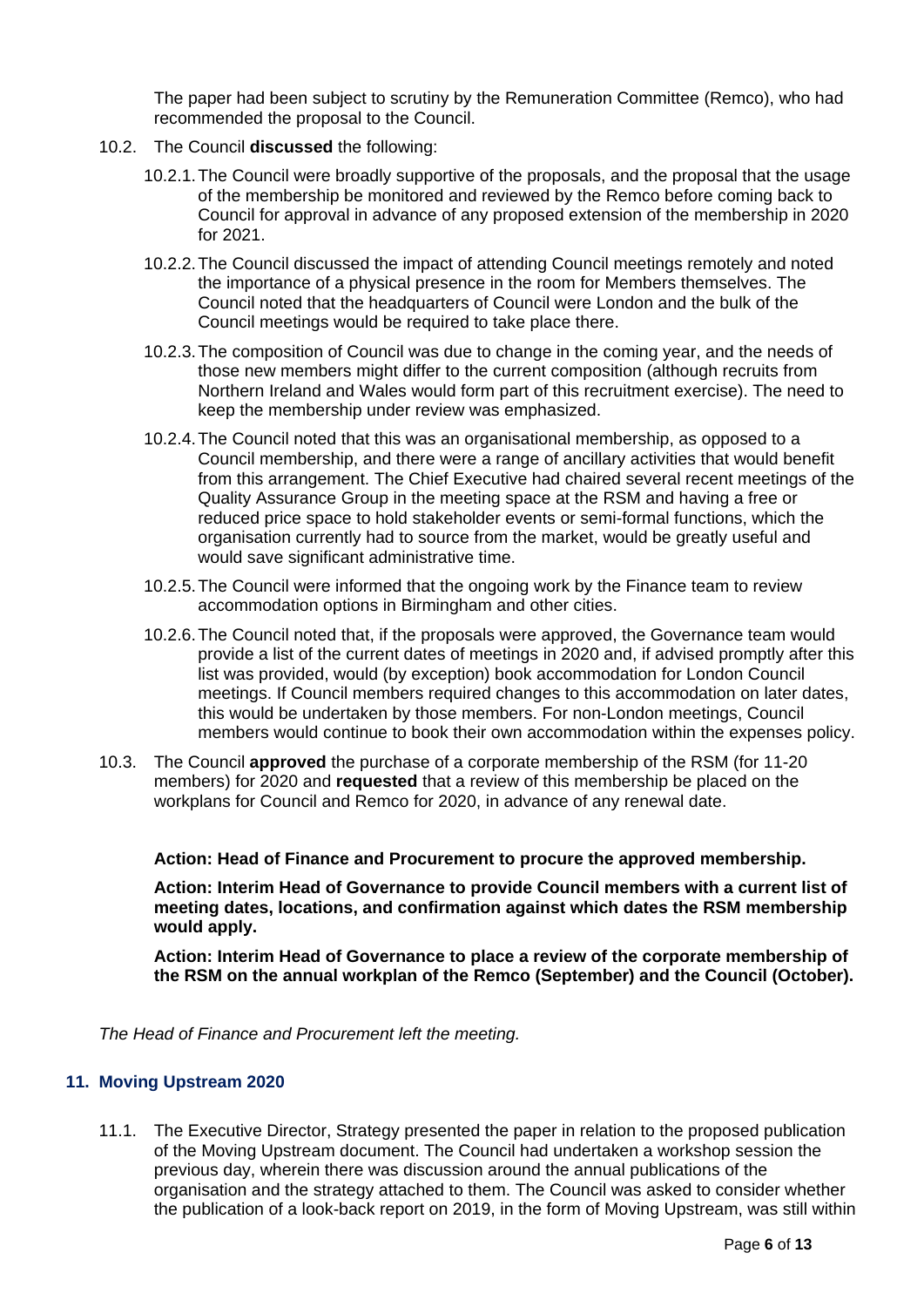The paper had been subject to scrutiny by the Remuneration Committee (Remco), who had recommended the proposal to the Council.

10.2. The Council **discussed** the following:

10.2.1. The Council were broadly supportive of the proposals, and the proposal that the usage of the membership be monitored and reviewed by the Remco before coming back to Council for approval in advance of any proposed extension of the membership in 2020 for 2021.

10.2.2. The Council discussed the impact of attending Council meetings remotely and noted the importance of a physical presence in the room for Members themselves. The Council noted that the headquarters of Council were London and the bulk of the Council meetings would be required to take place there.

10.2.3. The composition of Council was due to change in the coming year, and the needs of those new members might differ to the current composition (although recruits from Northern Ireland and Wales would form part of this recruitment exercise). The need to keep the membership under review was emphasized.

10.2.4. The Council noted that this was an organisational membership, as opposed to a Council membership, and there were a range of ancillary activities that would benefit from this arrangement. The Chief Executive had chaired several recent meetings of the Quality Assurance Group in the meeting space at the RSM and having a free or reduced price space to hold stakeholder events or semi-formal functions, which the organisation currently had to source from the market, would be greatly useful and would save significant administrative time.

10.2.5. The Council were informed that the ongoing work by the Finance team to review accommodation options in Birmingham and other cities.

10.2.6. The Council noted that, if the proposals were approved, the Governance team would provide a list of the current dates of meetings in 2020 and, if advised promptly after this list was provided, would (by exception) book accommodation for London Council meetings. If Council members required changes to this accommodation on later dates, this would be undertaken by those members. For non-London meetings, Council members would continue to book their own accommodation within the expenses policy.

10.3. The Council **approved** the purchase of a corporate membership of the RSM (for 11-20 members) for 2020 and **requested** that a review of this membership be placed on the workplans for Council and Remco for 2020, in advance of any renewal date.

**Action: Head of Finance and Procurement to procure the approved membership.**

**Action: Interim Head of Governance to provide Council members with a current list of meeting dates, locations, and confirmation against which dates the RSM membership would apply.**

**Action: Interim Head of Governance to place a review of the corporate membership of the RSM on the annual workplan of the Remco (September) and the Council (October).**

*The Head of Finance and Procurement left the meeting.*

## 11. Moving Upstream 2020

11.1. The Executive Director, Strategy presented the paper in relation to the proposed publication of the Moving Upstream document. The Council had undertaken a workshop session the previous day, wherein there was discussion around the annual publications of the organisation and the strategy attached to them. The Council was asked to consider whether the publication of a look-back report on 2019, in the form of Moving Upstream, was still within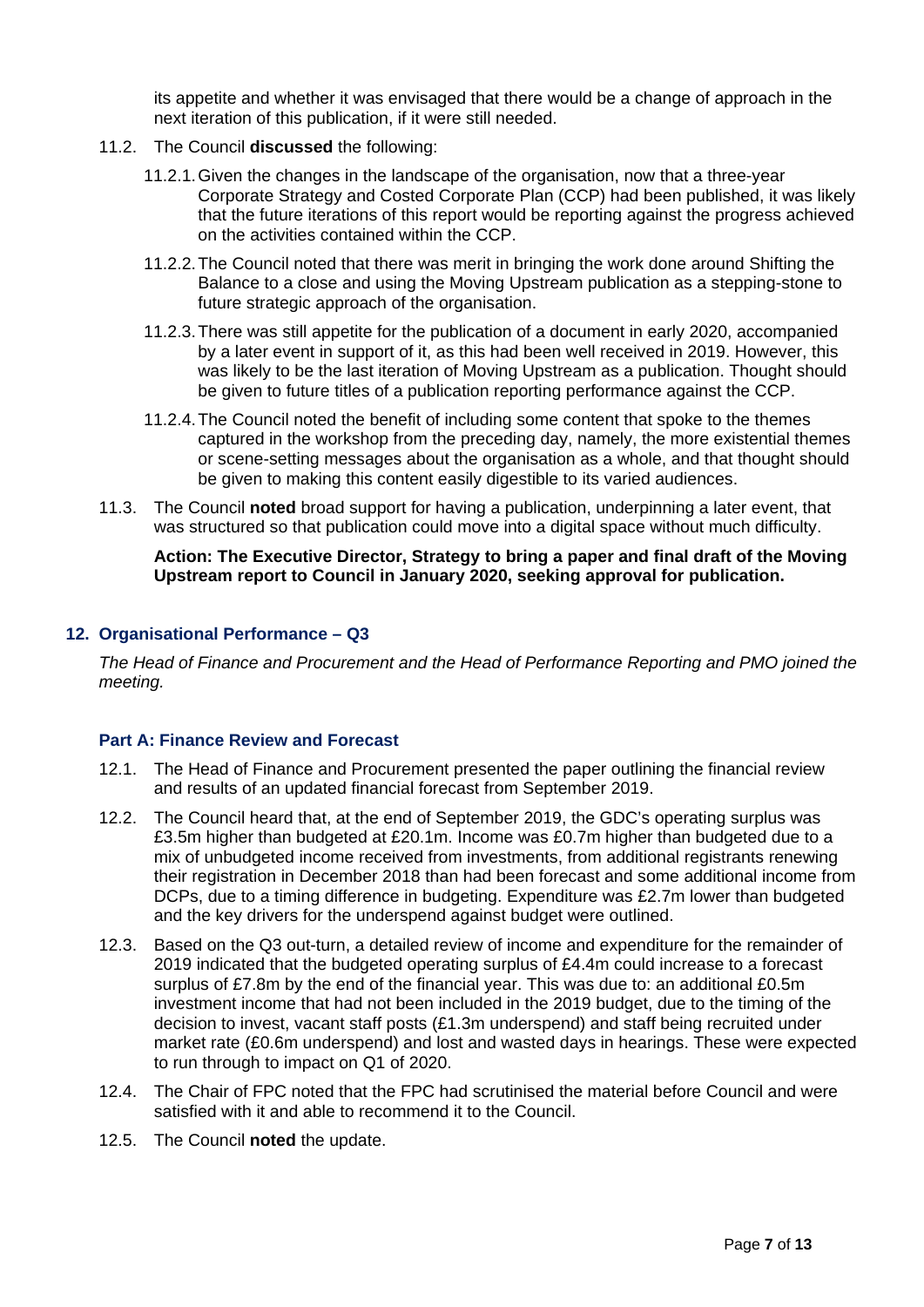its appetite and whether it was envisaged that there would be a change of approach in the next iteration of this publication, if it were still needed.

11.2. The Council **discussed** the following:

11.2.1. Given the changes in the landscape of the organisation, now that a three-year Corporate Strategy and Costed Corporate Plan (CCP) had been published, it was likely that the future iterations of this report would be reporting against the progress achieved on the activities contained within the CCP.

11.2.2. The Council noted that there was merit in bringing the work done around Shifting the Balance to a close and using the Moving Upstream publication as a stepping-stone to future strategic approach of the organisation.

11.2.3. There was still appetite for the publication of a document in early 2020, accompanied by a later event in support of it, as this had been well received in 2019. However, this was likely to be the last iteration of Moving Upstream as a publication. Thought should be given to future titles of a publication reporting performance against the CCP.

11.2.4. The Council noted the benefit of including some content that spoke to the themes captured in the workshop from the preceding day, namely, the more existential themes or scene-setting messages about the organisation as a whole, and that thought should be given to making this content easily digestible to its varied audiences.

11.3. The Council **noted** broad support for having a publication, underpinning a later event, that was structured so that publication could move into a digital space without much difficulty.

**Action: The Executive Director, Strategy to bring a paper and final draft of the Moving Upstream report to Council in January 2020, seeking approval for publication.**

## 12. Organisational Performance – Q3

*The Head of Finance and Procurement and the Head of Performance Reporting and PMO joined the meeting.*

### Part A: Finance Review and Forecast

12.1. The Head of Finance and Procurement presented the paper outlining the financial review and results of an updated financial forecast from September 2019.

12.2. The Council heard that, at the end of September 2019, the GDC's operating surplus was £3.5m higher than budgeted at £20.1m. Income was £0.7m higher than budgeted due to a mix of unbudgeted income received from investments, from additional registrants renewing their registration in December 2018 than had been forecast and some additional income from DCPs, due to a timing difference in budgeting. Expenditure was £2.7m lower than budgeted and the key drivers for the underspend against budget were outlined.

12.3. Based on the Q3 out-turn, a detailed review of income and expenditure for the remainder of 2019 indicated that the budgeted operating surplus of £4.4m could increase to a forecast surplus of £7.8m by the end of the financial year. This was due to: an additional £0.5m investment income that had not been included in the 2019 budget, due to the timing of the decision to invest, vacant staff posts (£1.3m underspend) and staff being recruited under market rate (£0.6m underspend) and lost and wasted days in hearings. These were expected to run through to impact on Q1 of 2020.

12.4. The Chair of FPC noted that the FPC had scrutinised the material before Council and were satisfied with it and able to recommend it to the Council.

12.5. The Council **noted** the update.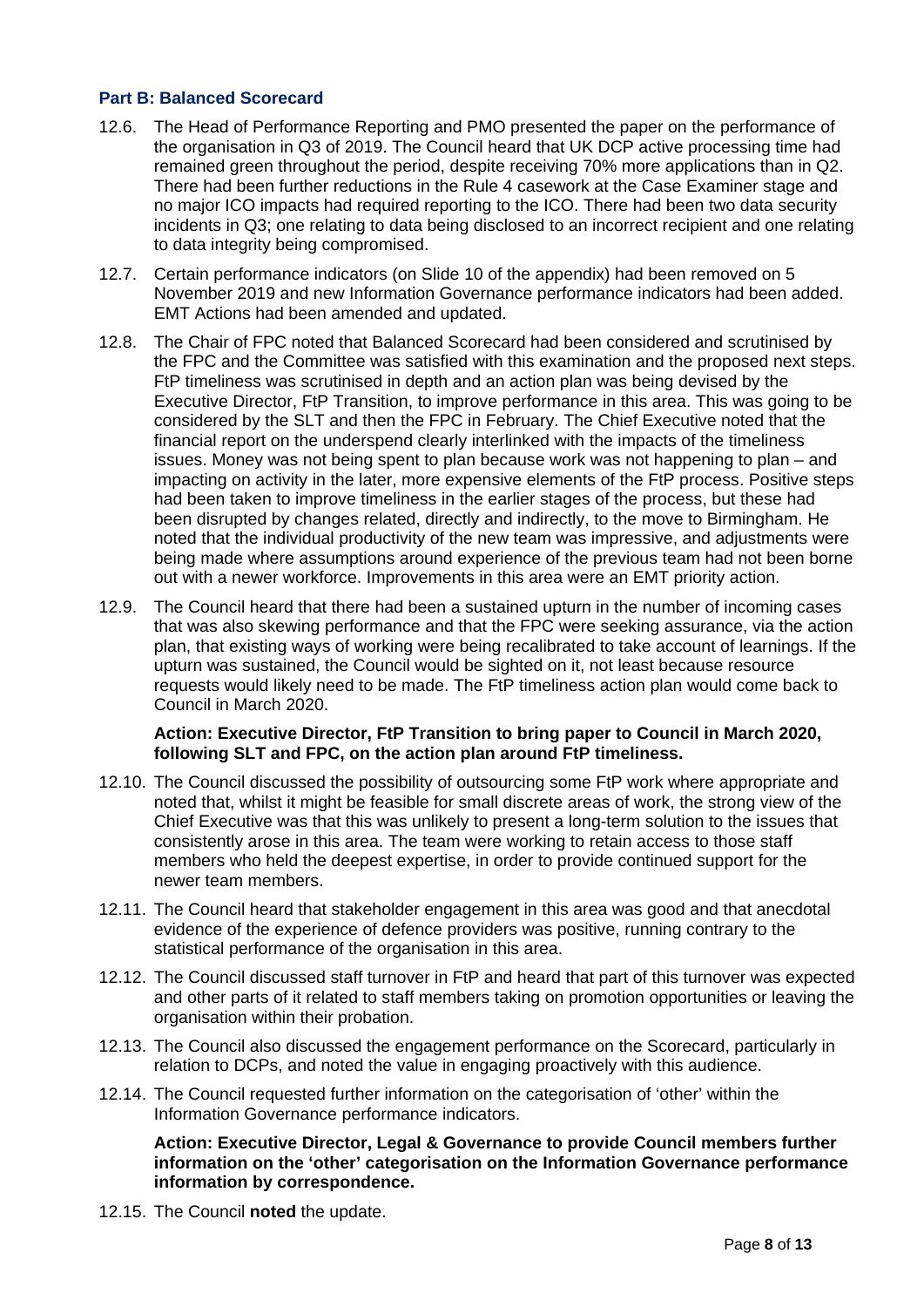### Part B: Balanced Scorecard

12.6. The Head of Performance Reporting and PMO presented the paper on the performance of the organisation in Q3 of 2019. The Council heard that UK DCP active processing time had remained green throughout the period, despite receiving 70% more applications than in Q2. There had been further reductions in the Rule 4 casework at the Case Examiner stage and no major ICO impacts had required reporting to the ICO. There had been two data security incidents in Q3; one relating to data being disclosed to an incorrect recipient and one relating to data integrity being compromised.

12.7. Certain performance indicators (on Slide 10 of the appendix) had been removed on 5 November 2019 and new Information Governance performance indicators had been added. EMT Actions had been amended and updated.

12.8. The Chair of FPC noted that Balanced Scorecard had been considered and scrutinised by the FPC and the Committee was satisfied with this examination and the proposed next steps. FtP timeliness was scrutinised in depth and an action plan was being devised by the Executive Director, FtP Transition, to improve performance in this area. This was going to be considered by the SLT and then the FPC in February. The Chief Executive noted that the financial report on the underspend clearly interlinked with the impacts of the timeliness issues. Money was not being spent to plan because work was not happening to plan – and impacting on activity in the later, more expensive elements of the FtP process. Positive steps had been taken to improve timeliness in the earlier stages of the process, but these had been disrupted by changes related, directly and indirectly, to the move to Birmingham. He noted that the individual productivity of the new team was impressive, and adjustments were being made where assumptions around experience of the previous team had not been borne out with a newer workforce. Improvements in this area were an EMT priority action.

12.9. The Council heard that there had been a sustained upturn in the number of incoming cases that was also skewing performance and that the FPC were seeking assurance, via the action plan, that existing ways of working were being recalibrated to take account of learnings. If the upturn was sustained, the Council would be sighted on it, not least because resource requests would likely need to be made. The FtP timeliness action plan would come back to Council in March 2020.

**Action: Executive Director, FtP Transition to bring paper to Council in March 2020, following SLT and FPC, on the action plan around FtP timeliness.**

12.10. The Council discussed the possibility of outsourcing some FtP work where appropriate and noted that, whilst it might be feasible for small discrete areas of work, the strong view of the Chief Executive was that this was unlikely to present a long-term solution to the issues that consistently arose in this area. The team were working to retain access to those staff members who held the deepest expertise, in order to provide continued support for the newer team members.

12.11. The Council heard that stakeholder engagement in this area was good and that anecdotal evidence of the experience of defence providers was positive, running contrary to the statistical performance of the organisation in this area.

12.12. The Council discussed staff turnover in FtP and heard that part of this turnover was expected and other parts of it related to staff members taking on promotion opportunities or leaving the organisation within their probation.

12.13. The Council also discussed the engagement performance on the Scorecard, particularly in relation to DCPs, and noted the value in engaging proactively with this audience.

12.14. The Council requested further information on the categorisation of 'other' within the Information Governance performance indicators.

**Action: Executive Director, Legal & Governance to provide Council members further information on the 'other' categorisation on the Information Governance performance information by correspondence.**

12.15. The Council **noted** the update.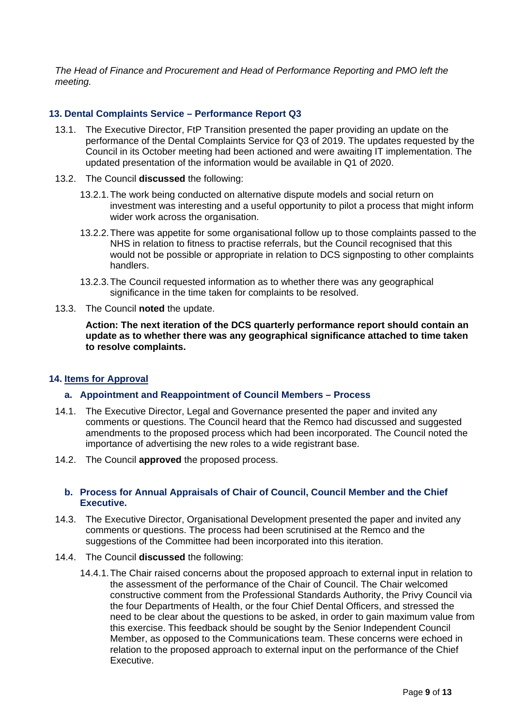*The Head of Finance and Procurement and Head of Performance Reporting and PMO left the meeting.*

### 13. Dental Complaints Service – Performance Report Q3

13.1. The Executive Director, FtP Transition presented the paper providing an update on the performance of the Dental Complaints Service for Q3 of 2019. The updates requested by the Council in its October meeting had been actioned and were awaiting IT implementation. The updated presentation of the information would be available in Q1 of 2020.

13.2. The Council **discussed** the following:

13.2.1. The work being conducted on alternative dispute models and social return on investment was interesting and a useful opportunity to pilot a process that might inform wider work across the organisation.

13.2.2. There was appetite for some organisational follow up to those complaints passed to the NHS in relation to fitness to practise referrals, but the Council recognised that this would not be possible or appropriate in relation to DCS signposting to other complaints handlers.

13.2.3. The Council requested information as to whether there was any geographical significance in the time taken for complaints to be resolved.

13.3. The Council **noted** the update.

**Action: The next iteration of the DCS quarterly performance report should contain an update as to whether there was any geographical significance attached to time taken to resolve complaints.**

### 14. Items for Approval

#### a. Appointment and Reappointment of Council Members – Process

14.1. The Executive Director, Legal and Governance presented the paper and invited any comments or questions. The Council heard that the Remco had discussed and suggested amendments to the proposed process which had been incorporated. The Council noted the importance of advertising the new roles to a wide registrant base.

14.2. The Council **approved** the proposed process.

#### b. Process for Annual Appraisals of Chair of Council, Council Member and the Chief Executive.

14.3. The Executive Director, Organisational Development presented the paper and invited any comments or questions. The process had been scrutinised at the Remco and the suggestions of the Committee had been incorporated into this iteration.

14.4. The Council **discussed** the following:

14.4.1. The Chair raised concerns about the proposed approach to external input in relation to the assessment of the performance of the Chair of Council. The Chair welcomed constructive comment from the Professional Standards Authority, the Privy Council via the four Departments of Health, or the four Chief Dental Officers, and stressed the need to be clear about the questions to be asked, in order to gain maximum value from this exercise. This feedback should be sought by the Senior Independent Council Member, as opposed to the Communications team. These concerns were echoed in relation to the proposed approach to external input on the performance of the Chief Executive.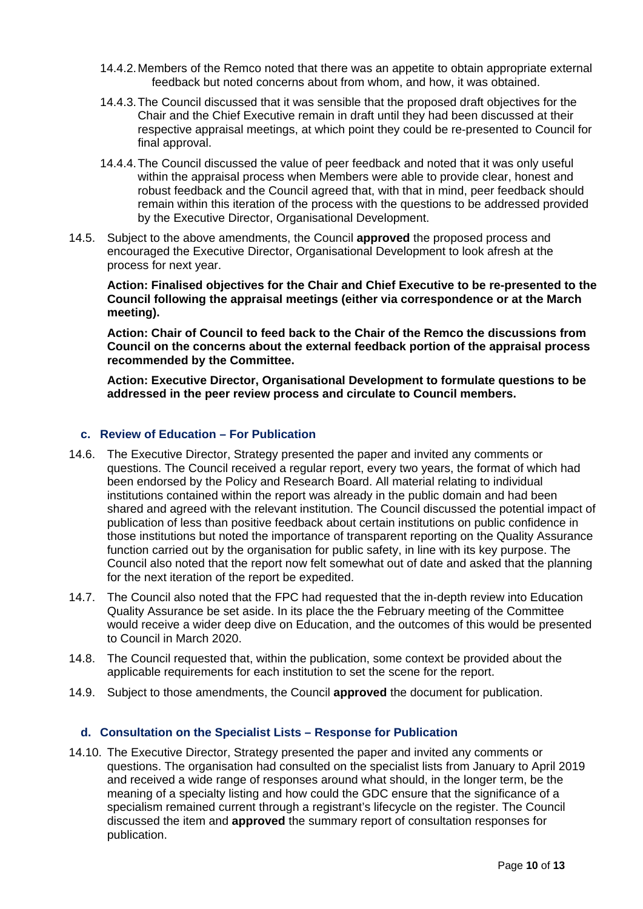14.4.2. Members of the Remco noted that there was an appetite to obtain appropriate external feedback but noted concerns about from whom, and how, it was obtained.

14.4.3. The Council discussed that it was sensible that the proposed draft objectives for the Chair and the Chief Executive remain in draft until they had been discussed at their respective appraisal meetings, at which point they could be re-presented to Council for final approval.

14.4.4. The Council discussed the value of peer feedback and noted that it was only useful within the appraisal process when Members were able to provide clear, honest and robust feedback and the Council agreed that, with that in mind, peer feedback should remain within this iteration of the process with the questions to be addressed provided by the Executive Director, Organisational Development.

14.5. Subject to the above amendments, the Council **approved** the proposed process and encouraged the Executive Director, Organisational Development to look afresh at the process for next year.

**Action: Finalised objectives for the Chair and Chief Executive to be re-presented to the Council following the appraisal meetings (either via correspondence or at the March meeting).**

**Action: Chair of Council to feed back to the Chair of the Remco the discussions from Council on the concerns about the external feedback portion of the appraisal process recommended by the Committee.**

**Action: Executive Director, Organisational Development to formulate questions to be addressed in the peer review process and circulate to Council members.**

### c. Review of Education – For Publication

14.6. The Executive Director, Strategy presented the paper and invited any comments or questions. The Council received a regular report, every two years, the format of which had been endorsed by the Policy and Research Board. All material relating to individual institutions contained within the report was already in the public domain and had been shared and agreed with the relevant institution. The Council discussed the potential impact of publication of less than positive feedback about certain institutions on public confidence in those institutions but noted the importance of transparent reporting on the Quality Assurance function carried out by the organisation for public safety, in line with its key purpose. The Council also noted that the report now felt somewhat out of date and asked that the planning for the next iteration of the report be expedited.

14.7. The Council also noted that the FPC had requested that the in-depth review into Education Quality Assurance be set aside. In its place the the February meeting of the Committee would receive a wider deep dive on Education, and the outcomes of this would be presented to Council in March 2020.

14.8. The Council requested that, within the publication, some context be provided about the applicable requirements for each institution to set the scene for the report.

14.9. Subject to those amendments, the Council **approved** the document for publication.

### d. Consultation on the Specialist Lists – Response for Publication

14.10. The Executive Director, Strategy presented the paper and invited any comments or questions. The organisation had consulted on the specialist lists from January to April 2019 and received a wide range of responses around what should, in the longer term, be the meaning of a specialty listing and how could the GDC ensure that the significance of a specialism remained current through a registrant's lifecycle on the register. The Council discussed the item and **approved** the summary report of consultation responses for publication.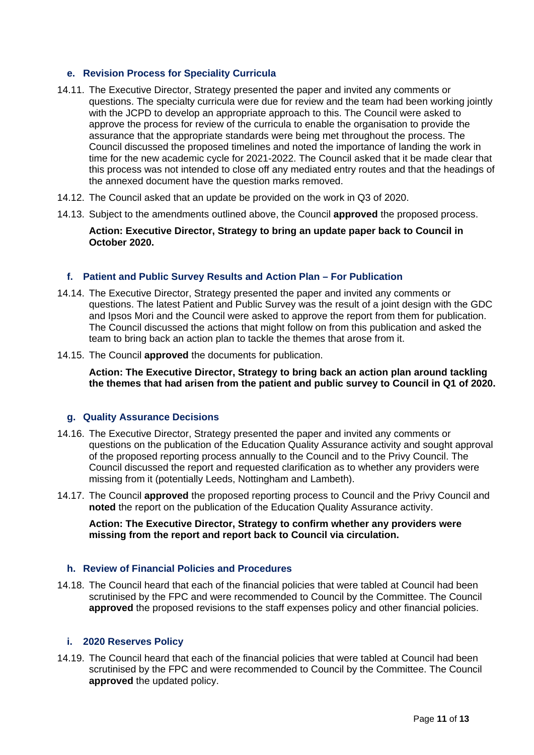### e. Revision Process for Speciality Curricula

14.11. The Executive Director, Strategy presented the paper and invited any comments or questions. The specialty curricula were due for review and the team had been working jointly with the JCPD to develop an appropriate approach to this. The Council were asked to approve the process for review of the curricula to enable the organisation to provide the assurance that the appropriate standards were being met throughout the process. The Council discussed the proposed timelines and noted the importance of landing the work in time for the new academic cycle for 2021-2022. The Council asked that it be made clear that this process was not intended to close off any mediated entry routes and that the headings of the annexed document have the question marks removed.

14.12. The Council asked that an update be provided on the work in Q3 of 2020.

14.13. Subject to the amendments outlined above, the Council **approved** the proposed process.

**Action: Executive Director, Strategy to bring an update paper back to Council in October 2020.**

### f. Patient and Public Survey Results and Action Plan – For Publication

14.14. The Executive Director, Strategy presented the paper and invited any comments or questions. The latest Patient and Public Survey was the result of a joint design with the GDC and Ipsos Mori and the Council were asked to approve the report from them for publication. The Council discussed the actions that might follow on from this publication and asked the team to bring back an action plan to tackle the themes that arose from it.

14.15. The Council **approved** the documents for publication.

**Action: The Executive Director, Strategy to bring back an action plan around tackling the themes that had arisen from the patient and public survey to Council in Q1 of 2020.**

### g. Quality Assurance Decisions

14.16. The Executive Director, Strategy presented the paper and invited any comments or questions on the publication of the Education Quality Assurance activity and sought approval of the proposed reporting process annually to the Council and to the Privy Council. The Council discussed the report and requested clarification as to whether any providers were missing from it (potentially Leeds, Nottingham and Lambeth).

14.17. The Council **approved** the proposed reporting process to Council and the Privy Council and **noted** the report on the publication of the Education Quality Assurance activity.

**Action: The Executive Director, Strategy to confirm whether any providers were missing from the report and report back to Council via circulation.**

### h. Review of Financial Policies and Procedures

14.18. The Council heard that each of the financial policies that were tabled at Council had been scrutinised by the FPC and were recommended to Council by the Committee. The Council **approved** the proposed revisions to the staff expenses policy and other financial policies.

### i. 2020 Reserves Policy

14.19. The Council heard that each of the financial policies that were tabled at Council had been scrutinised by the FPC and were recommended to Council by the Committee. The Council **approved** the updated policy.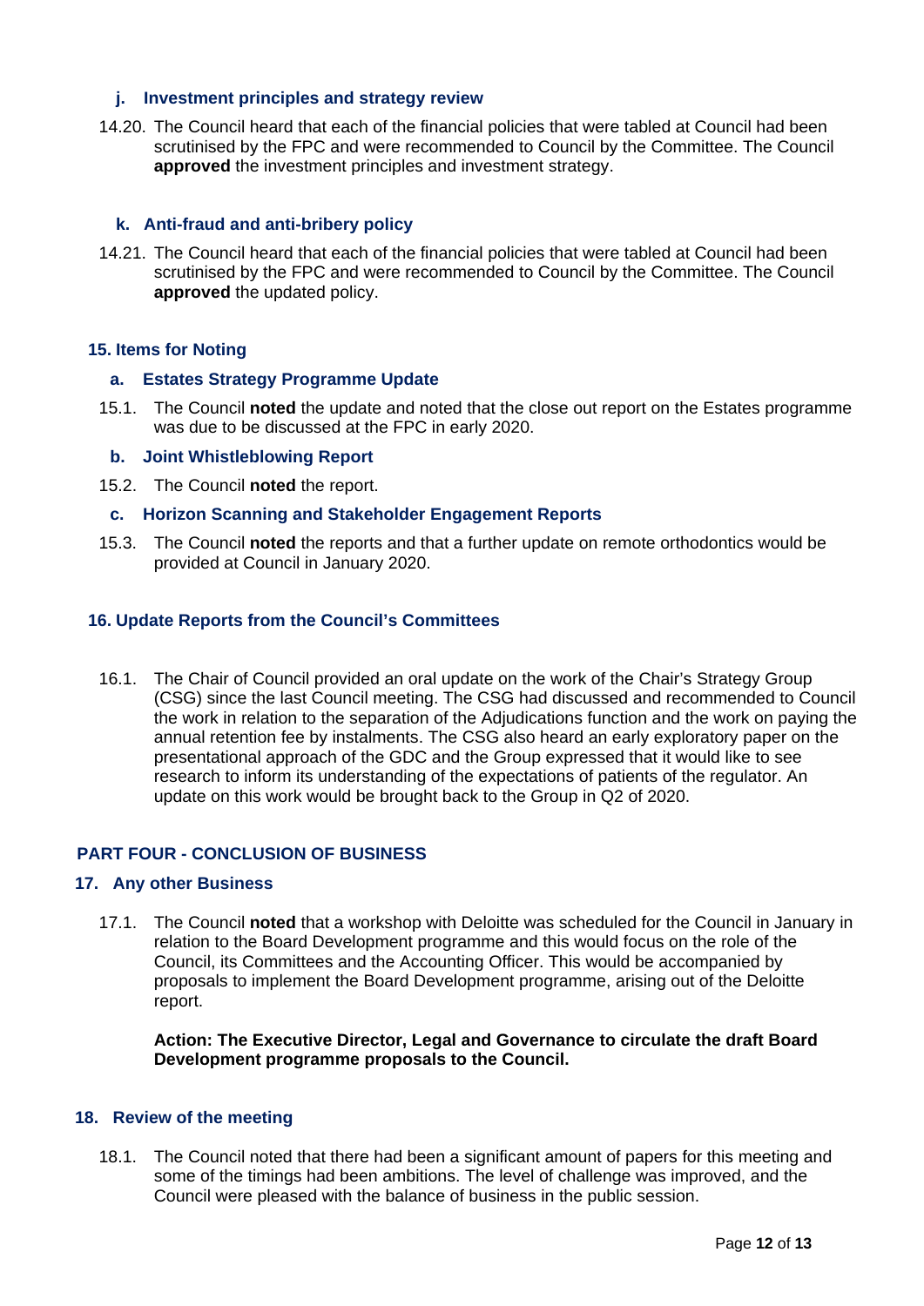#### j. Investment principles and strategy review

14.20. The Council heard that each of the financial policies that were tabled at Council had been scrutinised by the FPC and were recommended to Council by the Committee. The Council **approved** the investment principles and investment strategy.

#### k. Anti-fraud and anti-bribery policy

14.21. The Council heard that each of the financial policies that were tabled at Council had been scrutinised by the FPC and were recommended to Council by the Committee. The Council **approved** the updated policy.

### 15. Items for Noting

#### a. Estates Strategy Programme Update

15.1. The Council **noted** the update and noted that the close out report on the Estates programme was due to be discussed at the FPC in early 2020.

#### b. Joint Whistleblowing Report

15.2. The Council **noted** the report.

#### c. Horizon Scanning and Stakeholder Engagement Reports

15.3. The Council **noted** the reports and that a further update on remote orthodontics would be provided at Council in January 2020.

### 16. Update Reports from the Council's Committees

16.1. The Chair of Council provided an oral update on the work of the Chair's Strategy Group (CSG) since the last Council meeting. The CSG had discussed and recommended to Council the work in relation to the separation of the Adjudications function and the work on paying the annual retention fee by instalments. The CSG also heard an early exploratory paper on the presentational approach of the GDC and the Group expressed that it would like to see research to inform its understanding of the expectations of patients of the regulator. An update on this work would be brought back to the Group in Q2 of 2020.

## PART FOUR - CONCLUSION OF BUSINESS

### 17. Any other Business

17.1. The Council **noted** that a workshop with Deloitte was scheduled for the Council in January in relation to the Board Development programme and this would focus on the role of the Council, its Committees and the Accounting Officer. This would be accompanied by proposals to implement the Board Development programme, arising out of the Deloitte report.

**Action: The Executive Director, Legal and Governance to circulate the draft Board Development programme proposals to the Council.**

### 18. Review of the meeting

18.1. The Council noted that there had been a significant amount of papers for this meeting and some of the timings had been ambitions. The level of challenge was improved, and the Council were pleased with the balance of business in the public session.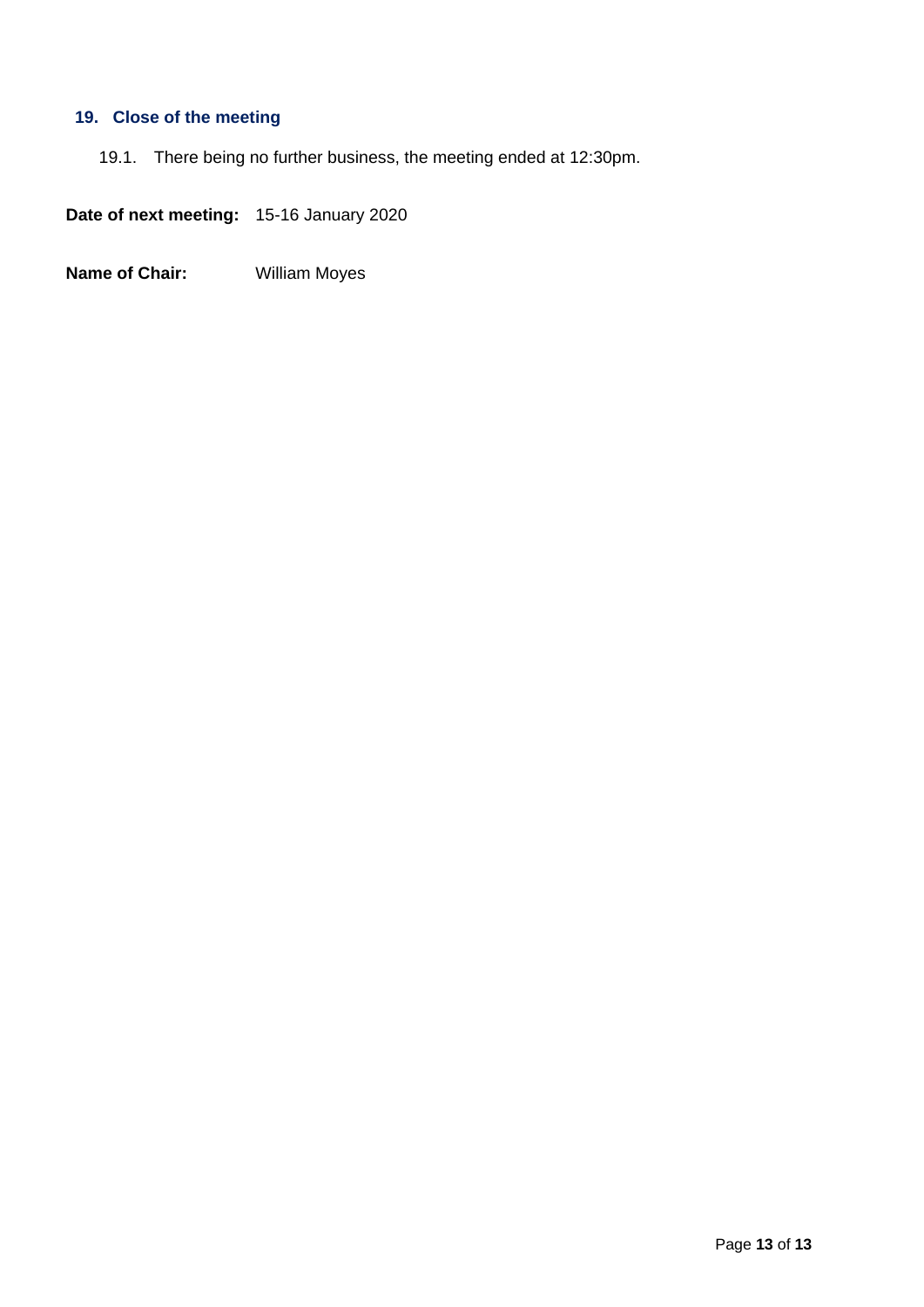## 19. Close of the meeting

19.1. There being no further business, the meeting ended at 12:30pm.

**Date of next meeting:** 15-16 January 2020

**Name of Chair:** William Moyes